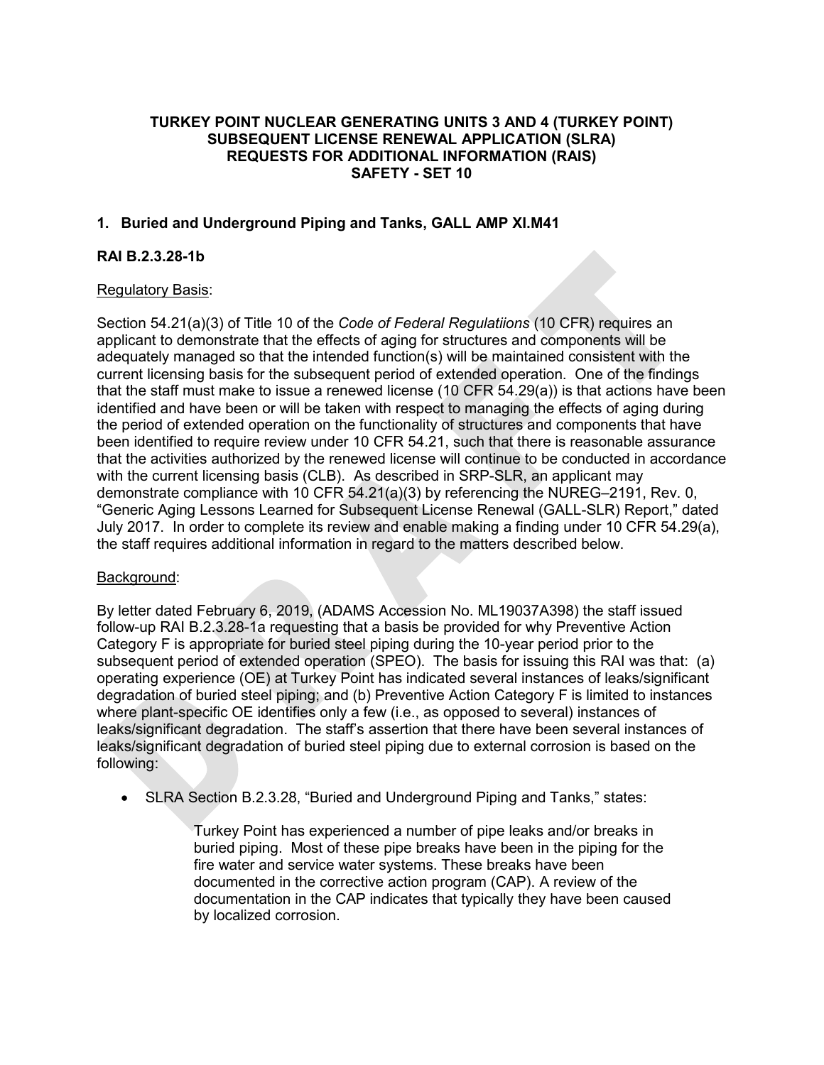**TURKEY POINT NUCLEAR GENERATING UNITS 3 AND 4 (TURKEY POINT)**
**SUBSEQUENT LICENSE RENEWAL APPLICATION (SLRA)**
**REQUESTS FOR ADDITIONAL INFORMATION (RAIS)**
**SAFETY - SET 10**

## 1. Buried and Underground Piping and Tanks, GALL AMP XI.M41

### RAI B.2.3.28-1b

Regulatory Basis:

Section 54.21(a)(3) of Title 10 of the *Code of Federal Regulatiions* (10 CFR) requires an applicant to demonstrate that the effects of aging for structures and components will be adequately managed so that the intended function(s) will be maintained consistent with the current licensing basis for the subsequent period of extended operation. One of the findings that the staff must make to issue a renewed license (10 CFR 54.29(a)) is that actions have been identified and have been or will be taken with respect to managing the effects of aging during the period of extended operation on the functionality of structures and components that have been identified to require review under 10 CFR 54.21, such that there is reasonable assurance that the activities authorized by the renewed license will continue to be conducted in accordance with the current licensing basis (CLB). As described in SRP-SLR, an applicant may demonstrate compliance with 10 CFR 54.21(a)(3) by referencing the NUREG–2191, Rev. 0, "Generic Aging Lessons Learned for Subsequent License Renewal (GALL-SLR) Report," dated July 2017. In order to complete its review and enable making a finding under 10 CFR 54.29(a), the staff requires additional information in regard to the matters described below.

Background:

By letter dated February 6, 2019, (ADAMS Accession No. ML19037A398) the staff issued follow-up RAI B.2.3.28-1a requesting that a basis be provided for why Preventive Action Category F is appropriate for buried steel piping during the 10-year period prior to the subsequent period of extended operation (SPEO). The basis for issuing this RAI was that: (a) operating experience (OE) at Turkey Point has indicated several instances of leaks/significant degradation of buried steel piping; and (b) Preventive Action Category F is limited to instances where plant-specific OE identifies only a few (i.e., as opposed to several) instances of leaks/significant degradation. The staff's assertion that there have been several instances of leaks/significant degradation of buried steel piping due to external corrosion is based on the following:

- SLRA Section B.2.3.28, "Buried and Underground Piping and Tanks," states:

  > Turkey Point has experienced a number of pipe leaks and/or breaks in buried piping. Most of these pipe breaks have been in the piping for the fire water and service water systems. These breaks have been documented in the corrective action program (CAP). A review of the documentation in the CAP indicates that typically they have been caused by localized corrosion.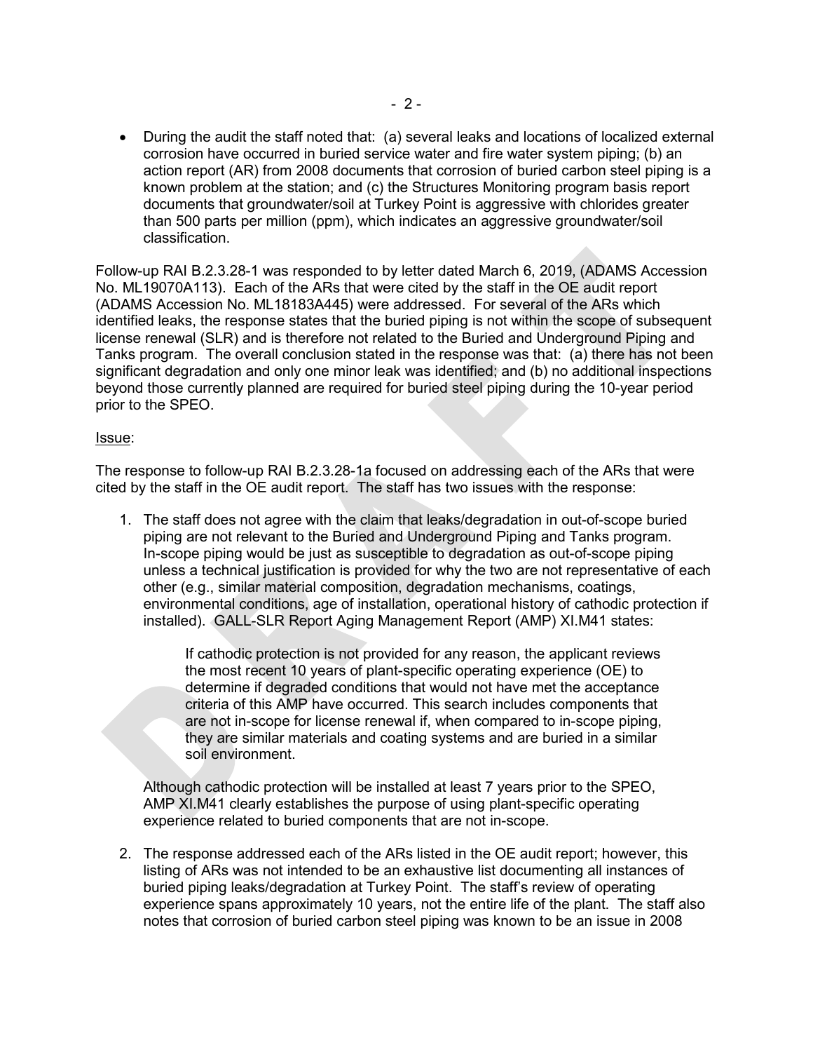- During the audit the staff noted that: (a) several leaks and locations of localized external corrosion have occurred in buried service water and fire water system piping; (b) an action report (AR) from 2008 documents that corrosion of buried carbon steel piping is a known problem at the station; and (c) the Structures Monitoring program basis report documents that groundwater/soil at Turkey Point is aggressive with chlorides greater than 500 parts per million (ppm), which indicates an aggressive groundwater/soil classification.

Follow-up RAI B.2.3.28-1 was responded to by letter dated March 6, 2019, (ADAMS Accession No. ML19070A113). Each of the ARs that were cited by the staff in the OE audit report (ADAMS Accession No. ML18183A445) were addressed. For several of the ARs which identified leaks, the response states that the buried piping is not within the scope of subsequent license renewal (SLR) and is therefore not related to the Buried and Underground Piping and Tanks program. The overall conclusion stated in the response was that: (a) there has not been significant degradation and only one minor leak was identified; and (b) no additional inspections beyond those currently planned are required for buried steel piping during the 10-year period prior to the SPEO.

Issue:

The response to follow-up RAI B.2.3.28-1a focused on addressing each of the ARs that were cited by the staff in the OE audit report. The staff has two issues with the response:

1. The staff does not agree with the claim that leaks/degradation in out-of-scope buried piping are not relevant to the Buried and Underground Piping and Tanks program. In-scope piping would be just as susceptible to degradation as out-of-scope piping unless a technical justification is provided for why the two are not representative of each other (e.g., similar material composition, degradation mechanisms, coatings, environmental conditions, age of installation, operational history of cathodic protection if installed). GALL-SLR Report Aging Management Report (AMP) XI.M41 states:

   > If cathodic protection is not provided for any reason, the applicant reviews the most recent 10 years of plant-specific operating experience (OE) to determine if degraded conditions that would not have met the acceptance criteria of this AMP have occurred. This search includes components that are not in-scope for license renewal if, when compared to in-scope piping, they are similar materials and coating systems and are buried in a similar soil environment.

   Although cathodic protection will be installed at least 7 years prior to the SPEO, AMP XI.M41 clearly establishes the purpose of using plant-specific operating experience related to buried components that are not in-scope.

2. The response addressed each of the ARs listed in the OE audit report; however, this listing of ARs was not intended to be an exhaustive list documenting all instances of buried piping leaks/degradation at Turkey Point. The staff's review of operating experience spans approximately 10 years, not the entire life of the plant. The staff also notes that corrosion of buried carbon steel piping was known to be an issue in 2008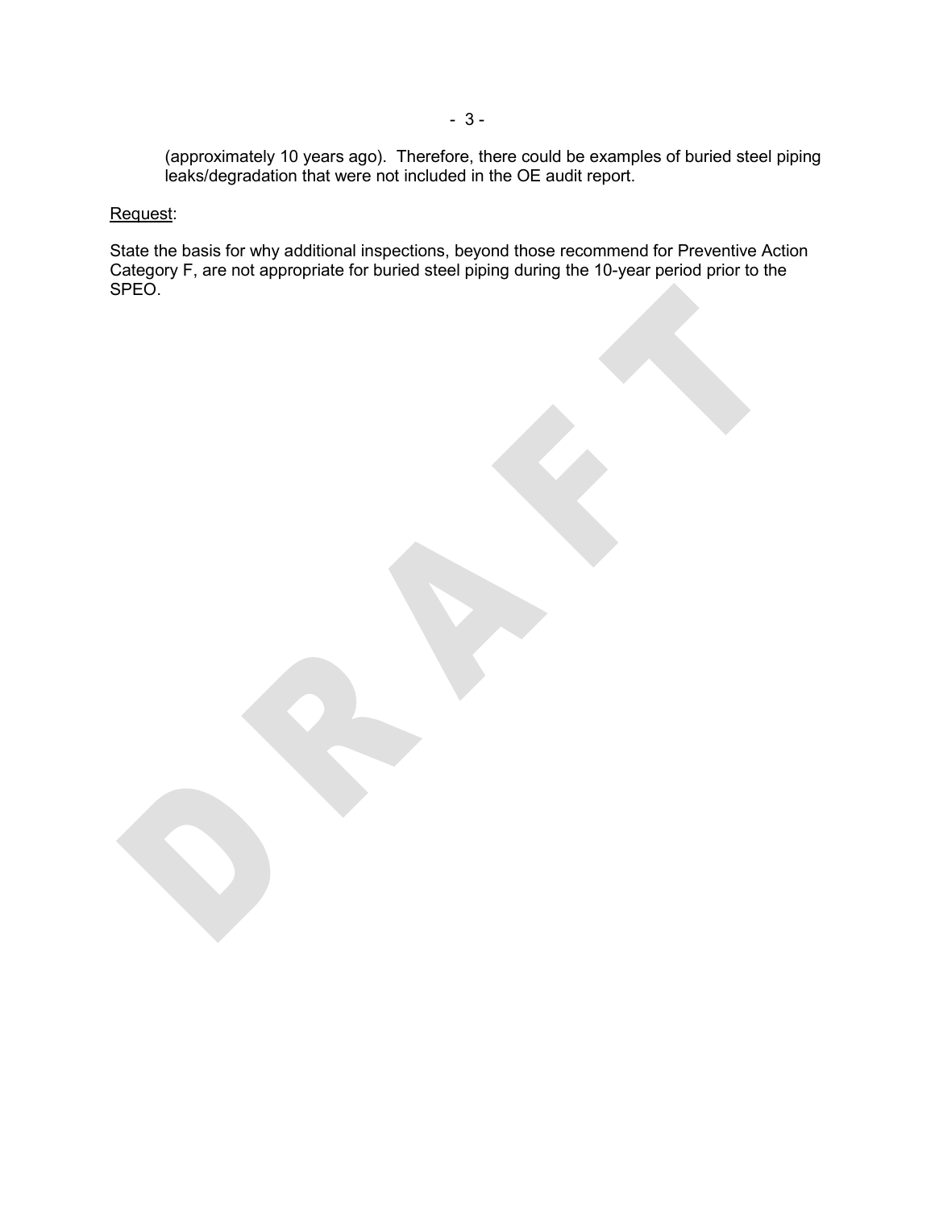(approximately 10 years ago). Therefore, there could be examples of buried steel piping leaks/degradation that were not included in the OE audit report.

Request:

State the basis for why additional inspections, beyond those recommend for Preventive Action Category F, are not appropriate for buried steel piping during the 10-year period prior to the SPEO.